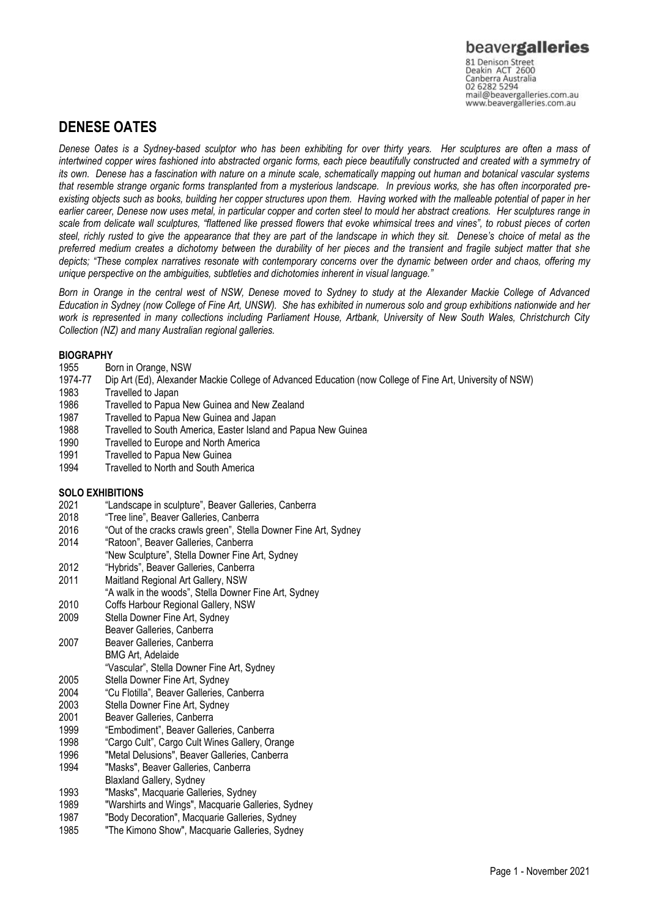beavergalleries
81 Denison Street
Deakin ACT 2600
Canberra Australia
02 6282 5294
mail@beavergalleries.com.au
www.beavergalleries.com.au

# DENESE OATES

*Denese Oates is a Sydney-based sculptor who has been exhibiting for over thirty years. Her sculptures are often a mass of intertwined copper wires fashioned into abstracted organic forms, each piece beautifully constructed and created with a symmetry of its own. Denese has a fascination with nature on a minute scale, schematically mapping out human and botanical vascular systems that resemble strange organic forms transplanted from a mysterious landscape. In previous works, she has often incorporated pre-existing objects such as books, building her copper structures upon them. Having worked with the malleable potential of paper in her earlier career, Denese now uses metal, in particular copper and corten steel to mould her abstract creations. Her sculptures range in scale from delicate wall sculptures, "flattened like pressed flowers that evoke whimsical trees and vines", to robust pieces of corten steel, richly rusted to give the appearance that they are part of the landscape in which they sit. Denese's choice of metal as the preferred medium creates a dichotomy between the durability of her pieces and the transient and fragile subject matter that she depicts; "These complex narratives resonate with contemporary concerns over the dynamic between order and chaos, offering my unique perspective on the ambiguities, subtleties and dichotomies inherent in visual language."*

*Born in Orange in the central west of NSW, Denese moved to Sydney to study at the Alexander Mackie College of Advanced Education in Sydney (now College of Fine Art, UNSW). She has exhibited in numerous solo and group exhibitions nationwide and her work is represented in many collections including Parliament House, Artbank, University of New South Wales, Christchurch City Collection (NZ) and many Australian regional galleries.*

### BIOGRAPHY

1955 Born in Orange, NSW
1974-77 Dip Art (Ed), Alexander Mackie College of Advanced Education (now College of Fine Art, University of NSW)
1983 Travelled to Japan
1986 Travelled to Papua New Guinea and New Zealand
1987 Travelled to Papua New Guinea and Japan
1988 Travelled to South America, Easter Island and Papua New Guinea
1990 Travelled to Europe and North America
1991 Travelled to Papua New Guinea
1994 Travelled to North and South America

### SOLO EXHIBITIONS

2021 "Landscape in sculpture", Beaver Galleries, Canberra
2018 "Tree line", Beaver Galleries, Canberra
2016 "Out of the cracks crawls green", Stella Downer Fine Art, Sydney
2014 "Ratoon", Beaver Galleries, Canberra
"New Sculpture", Stella Downer Fine Art, Sydney
2012 "Hybrids", Beaver Galleries, Canberra
2011 Maitland Regional Art Gallery, NSW
"A walk in the woods", Stella Downer Fine Art, Sydney
2010 Coffs Harbour Regional Gallery, NSW
2009 Stella Downer Fine Art, Sydney
Beaver Galleries, Canberra
2007 Beaver Galleries, Canberra
BMG Art, Adelaide
"Vascular", Stella Downer Fine Art, Sydney
2005 Stella Downer Fine Art, Sydney
2004 "Cu Flotilla", Beaver Galleries, Canberra
2003 Stella Downer Fine Art, Sydney
2001 Beaver Galleries, Canberra
1999 "Embodiment", Beaver Galleries, Canberra
1998 "Cargo Cult", Cargo Cult Wines Gallery, Orange
1996 "Metal Delusions", Beaver Galleries, Canberra
1994 "Masks", Beaver Galleries, Canberra
Blaxland Gallery, Sydney
1993 "Masks", Macquarie Galleries, Sydney
1989 "Warshirts and Wings", Macquarie Galleries, Sydney
1987 "Body Decoration", Macquarie Galleries, Sydney
1985 "The Kimono Show", Macquarie Galleries, Sydney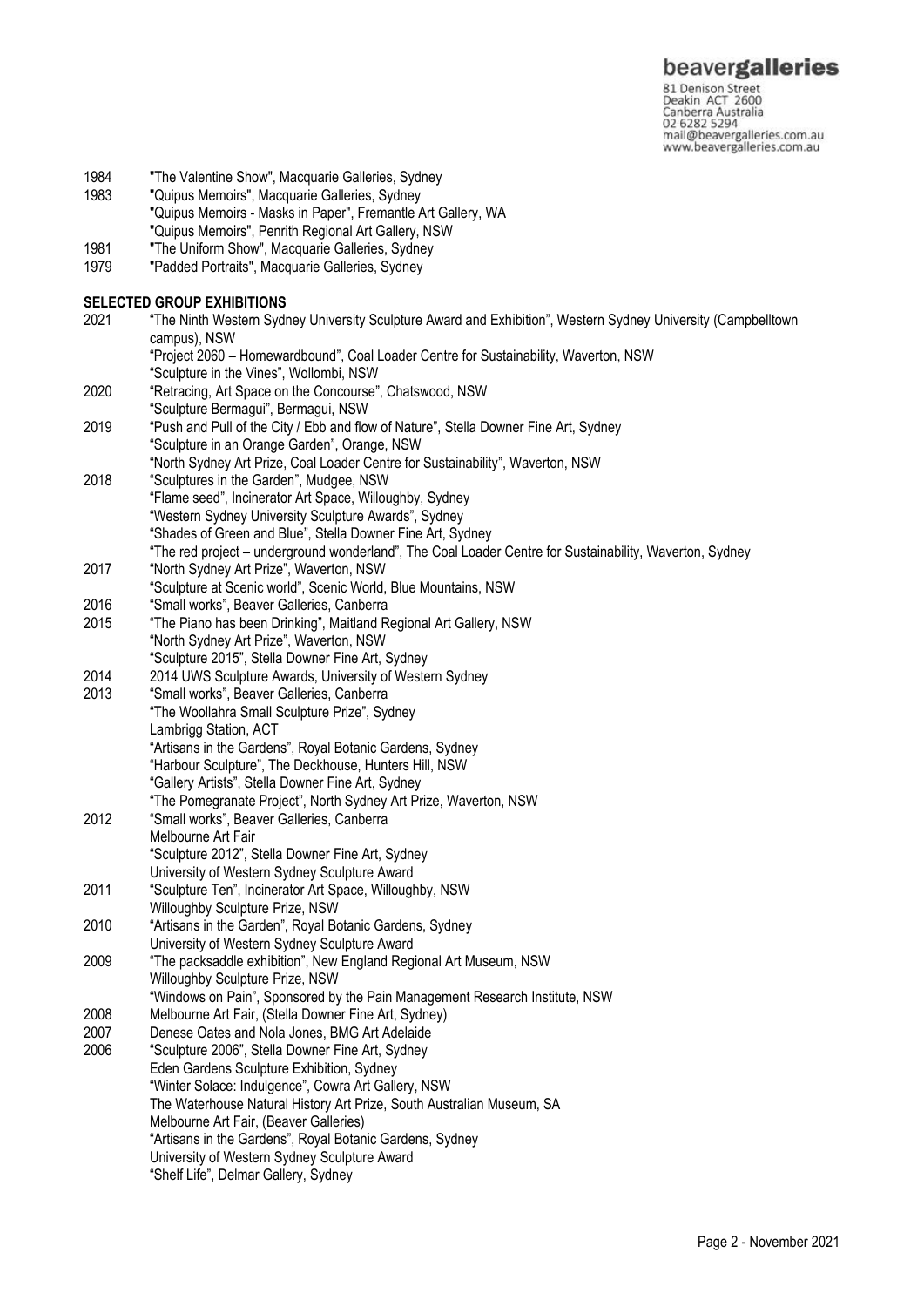| | |
|---|---|
| 1984 | "The Valentine Show", Macquarie Galleries, Sydney |
| 1983 | "Quipus Memoirs", Macquarie Galleries, Sydney |
| | "Quipus Memoirs - Masks in Paper", Fremantle Art Gallery, WA |
| | "Quipus Memoirs", Penrith Regional Art Gallery, NSW |
| 1981 | "The Uniform Show", Macquarie Galleries, Sydney |
| 1979 | "Padded Portraits", Macquarie Galleries, Sydney |

**SELECTED GROUP EXHIBITIONS**

| | |
|---|---|
| 2021 | "The Ninth Western Sydney University Sculpture Award and Exhibition", Western Sydney University (Campbelltown campus), NSW |
| | "Project 2060 – Homewardbound", Coal Loader Centre for Sustainability, Waverton, NSW |
| | "Sculpture in the Vines", Wollombi, NSW |
| 2020 | "Retracing, Art Space on the Concourse", Chatswood, NSW |
| | "Sculpture Bermagui", Bermagui, NSW |
| 2019 | "Push and Pull of the City / Ebb and flow of Nature", Stella Downer Fine Art, Sydney |
| | "Sculpture in an Orange Garden", Orange, NSW |
| | "North Sydney Art Prize, Coal Loader Centre for Sustainability", Waverton, NSW |
| 2018 | "Sculptures in the Garden", Mudgee, NSW |
| | "Flame seed", Incinerator Art Space, Willoughby, Sydney |
| | "Western Sydney University Sculpture Awards", Sydney |
| | "Shades of Green and Blue", Stella Downer Fine Art, Sydney |
| | "The red project – underground wonderland", The Coal Loader Centre for Sustainability, Waverton, Sydney |
| 2017 | "North Sydney Art Prize", Waverton, NSW |
| | "Sculpture at Scenic world", Scenic World, Blue Mountains, NSW |
| 2016 | "Small works", Beaver Galleries, Canberra |
| 2015 | "The Piano has been Drinking", Maitland Regional Art Gallery, NSW |
| | "North Sydney Art Prize", Waverton, NSW |
| | "Sculpture 2015", Stella Downer Fine Art, Sydney |
| 2014 | 2014 UWS Sculpture Awards, University of Western Sydney |
| 2013 | "Small works", Beaver Galleries, Canberra |
| | "The Woollahra Small Sculpture Prize", Sydney |
| | Lambrigg Station, ACT |
| | "Artisans in the Gardens", Royal Botanic Gardens, Sydney |
| | "Harbour Sculpture", The Deckhouse, Hunters Hill, NSW |
| | "Gallery Artists", Stella Downer Fine Art, Sydney |
| | "The Pomegranate Project", North Sydney Art Prize, Waverton, NSW |
| 2012 | "Small works", Beaver Galleries, Canberra |
| | Melbourne Art Fair |
| | "Sculpture 2012", Stella Downer Fine Art, Sydney |
| | University of Western Sydney Sculpture Award |
| 2011 | "Sculpture Ten", Incinerator Art Space, Willoughby, NSW |
| | Willoughby Sculpture Prize, NSW |
| 2010 | "Artisans in the Garden", Royal Botanic Gardens, Sydney |
| | University of Western Sydney Sculpture Award |
| 2009 | "The packsaddle exhibition", New England Regional Art Museum, NSW |
| | Willoughby Sculpture Prize, NSW |
| | "Windows on Pain", Sponsored by the Pain Management Research Institute, NSW |
| 2008 | Melbourne Art Fair, (Stella Downer Fine Art, Sydney) |
| 2007 | Denese Oates and Nola Jones, BMG Art Adelaide |
| 2006 | "Sculpture 2006", Stella Downer Fine Art, Sydney |
| | Eden Gardens Sculpture Exhibition, Sydney |
| | "Winter Solace: Indulgence", Cowra Art Gallery, NSW |
| | The Waterhouse Natural History Art Prize, South Australian Museum, SA |
| | Melbourne Art Fair, (Beaver Galleries) |
| | "Artisans in the Gardens", Royal Botanic Gardens, Sydney |
| | University of Western Sydney Sculpture Award |
| | "Shelf Life", Delmar Gallery, Sydney |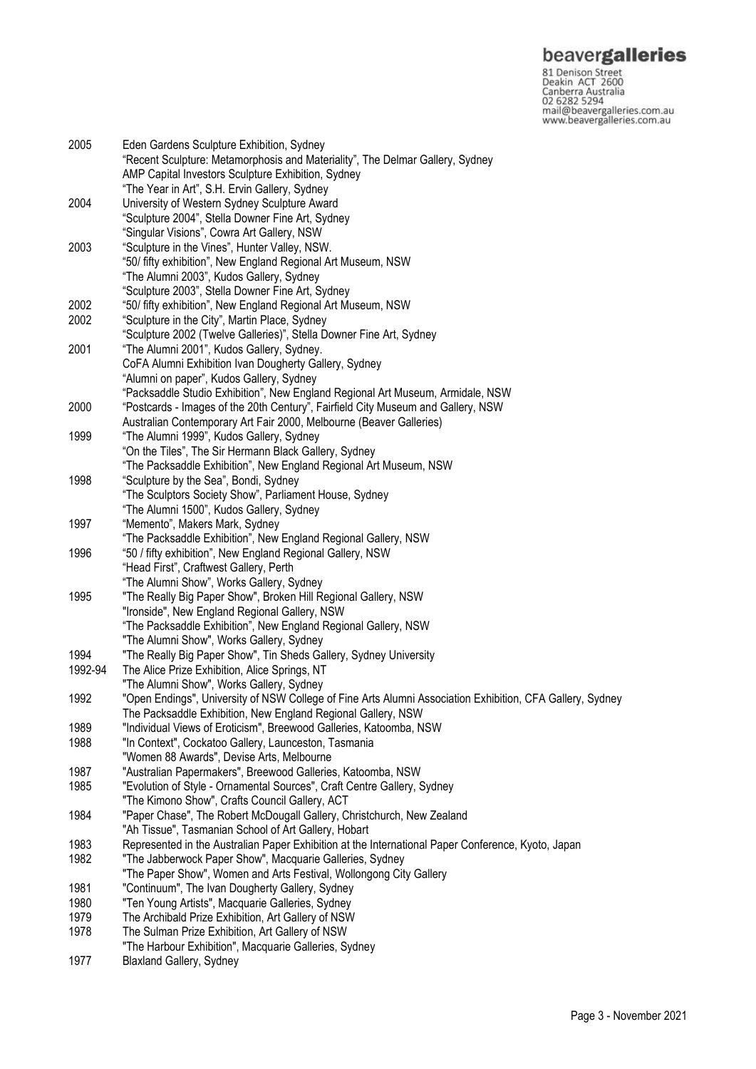| | |
|---|---|
| 2005 | Eden Gardens Sculpture Exhibition, Sydney |
| | "Recent Sculpture: Metamorphosis and Materiality", The Delmar Gallery, Sydney |
| | AMP Capital Investors Sculpture Exhibition, Sydney |
| | "The Year in Art", S.H. Ervin Gallery, Sydney |
| 2004 | University of Western Sydney Sculpture Award |
| | "Sculpture 2004", Stella Downer Fine Art, Sydney |
| | "Singular Visions", Cowra Art Gallery, NSW |
| 2003 | "Sculpture in the Vines", Hunter Valley, NSW. |
| | "50/ fifty exhibition", New England Regional Art Museum, NSW |
| | "The Alumni 2003", Kudos Gallery, Sydney |
| | "Sculpture 2003", Stella Downer Fine Art, Sydney |
| 2002 | "50/ fifty exhibition", New England Regional Art Museum, NSW |
| 2002 | "Sculpture in the City", Martin Place, Sydney |
| | "Sculpture 2002 (Twelve Galleries)", Stella Downer Fine Art, Sydney |
| 2001 | "The Alumni 2001", Kudos Gallery, Sydney. |
| | CoFA Alumni Exhibition Ivan Dougherty Gallery, Sydney |
| | "Alumni on paper", Kudos Gallery, Sydney |
| | "Packsaddle Studio Exhibition", New England Regional Art Museum, Armidale, NSW |
| 2000 | "Postcards - Images of the 20th Century", Fairfield City Museum and Gallery, NSW |
| | Australian Contemporary Art Fair 2000, Melbourne (Beaver Galleries) |
| 1999 | "The Alumni 1999", Kudos Gallery, Sydney |
| | "On the Tiles", The Sir Hermann Black Gallery, Sydney |
| | "The Packsaddle Exhibition", New England Regional Art Museum, NSW |
| 1998 | "Sculpture by the Sea", Bondi, Sydney |
| | "The Sculptors Society Show", Parliament House, Sydney |
| | "The Alumni 1500", Kudos Gallery, Sydney |
| 1997 | "Memento", Makers Mark, Sydney |
| | "The Packsaddle Exhibition", New England Regional Gallery, NSW |
| 1996 | "50 / fifty exhibition", New England Regional Gallery, NSW |
| | "Head First", Craftwest Gallery, Perth |
| | "The Alumni Show", Works Gallery, Sydney |
| 1995 | "The Really Big Paper Show", Broken Hill Regional Gallery, NSW |
| | "Ironside", New England Regional Gallery, NSW |
| | "The Packsaddle Exhibition", New England Regional Gallery, NSW |
| | "The Alumni Show", Works Gallery, Sydney |
| 1994 | "The Really Big Paper Show", Tin Sheds Gallery, Sydney University |
| 1992-94 | The Alice Prize Exhibition, Alice Springs, NT |
| | "The Alumni Show", Works Gallery, Sydney |
| 1992 | "Open Endings", University of NSW College of Fine Arts Alumni Association Exhibition, CFA Gallery, Sydney |
| | The Packsaddle Exhibition, New England Regional Gallery, NSW |
| 1989 | "Individual Views of Eroticism", Breewood Galleries, Katoomba, NSW |
| 1988 | "In Context", Cockatoo Gallery, Launceston, Tasmania |
| | "Women 88 Awards", Devise Arts, Melbourne |
| 1987 | "Australian Papermakers", Breewood Galleries, Katoomba, NSW |
| 1985 | "Evolution of Style - Ornamental Sources", Craft Centre Gallery, Sydney |
| | "The Kimono Show", Crafts Council Gallery, ACT |
| 1984 | "Paper Chase", The Robert McDougall Gallery, Christchurch, New Zealand |
| | "Ah Tissue", Tasmanian School of Art Gallery, Hobart |
| 1983 | Represented in the Australian Paper Exhibition at the International Paper Conference, Kyoto, Japan |
| 1982 | "The Jabberwock Paper Show", Macquarie Galleries, Sydney |
| | "The Paper Show", Women and Arts Festival, Wollongong City Gallery |
| 1981 | "Continuum", The Ivan Dougherty Gallery, Sydney |
| 1980 | "Ten Young Artists", Macquarie Galleries, Sydney |
| 1979 | The Archibald Prize Exhibition, Art Gallery of NSW |
| 1978 | The Sulman Prize Exhibition, Art Gallery of NSW |
| | "The Harbour Exhibition", Macquarie Galleries, Sydney |
| 1977 | Blaxland Gallery, Sydney |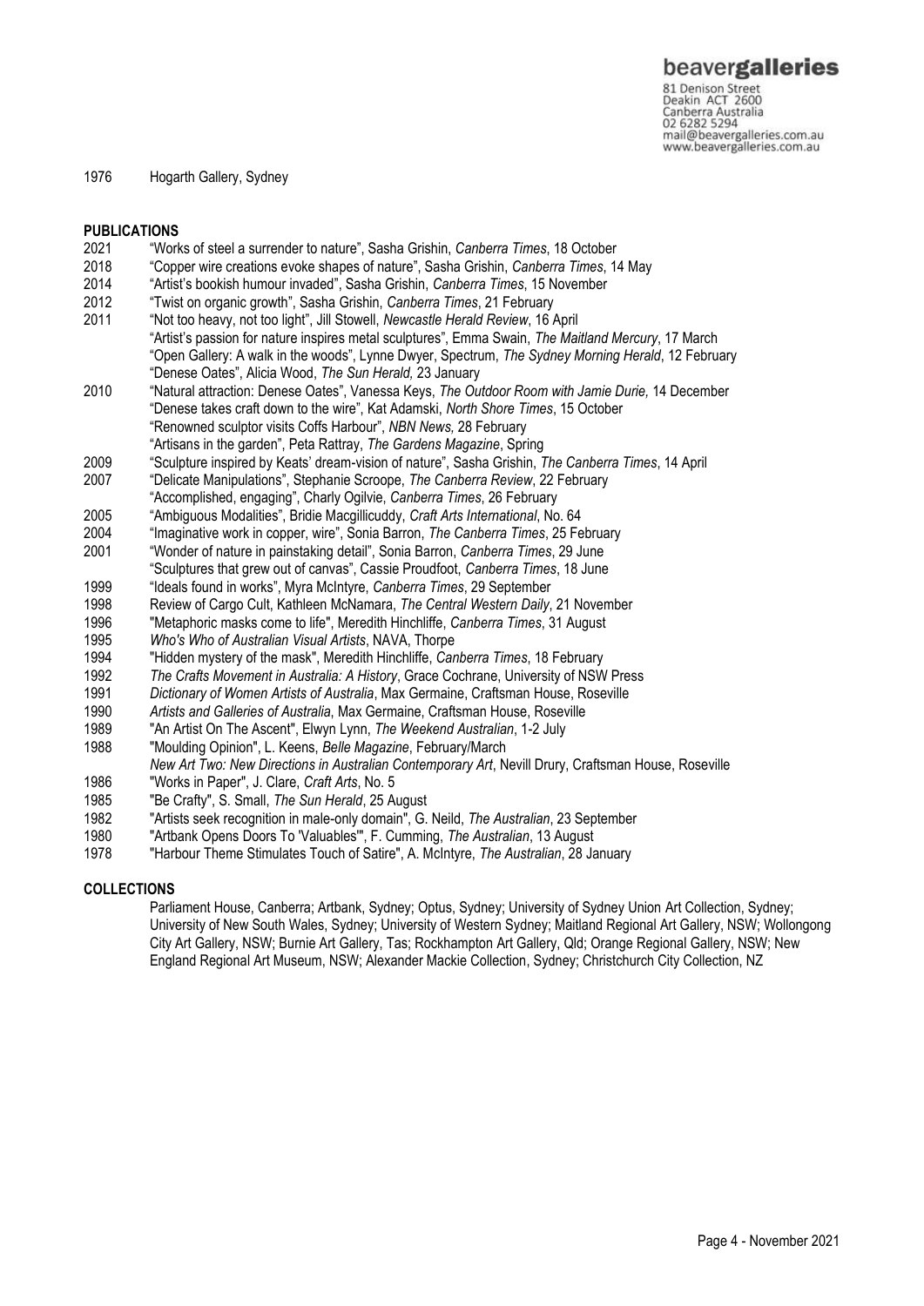1976 Hogarth Gallery, Sydney

## PUBLICATIONS

2021 "Works of steel a surrender to nature", Sasha Grishin, *Canberra Times*, 18 October

2018 "Copper wire creations evoke shapes of nature", Sasha Grishin, *Canberra Times*, 14 May

2014 "Artist's bookish humour invaded", Sasha Grishin, *Canberra Times*, 15 November

2012 "Twist on organic growth", Sasha Grishin, *Canberra Times*, 21 February

2011 "Not too heavy, not too light", Jill Stowell, *Newcastle Herald Review*, 16 April
"Artist's passion for nature inspires metal sculptures", Emma Swain, *The Maitland Mercury*, 17 March
"Open Gallery: A walk in the woods", Lynne Dwyer, Spectrum, *The Sydney Morning Herald*, 12 February
"Denese Oates", Alicia Wood, *The Sun Herald,* 23 January

2010 "Natural attraction: Denese Oates", Vanessa Keys, *The Outdoor Room with Jamie Durie,* 14 December
"Denese takes craft down to the wire", Kat Adamski, *North Shore Times*, 15 October
"Renowned sculptor visits Coffs Harbour", *NBN News,* 28 February
"Artisans in the garden", Peta Rattray, *The Gardens Magazine*, Spring

2009 "Sculpture inspired by Keats' dream-vision of nature", Sasha Grishin, *The Canberra Times*, 14 April

2007 "Delicate Manipulations", Stephanie Scroope, *The Canberra Review*, 22 February
"Accomplished, engaging", Charly Ogilvie, *Canberra Times*, 26 February

2005 "Ambiguous Modalities", Bridie Macgillicuddy, *Craft Arts International*, No. 64

2004 "Imaginative work in copper, wire", Sonia Barron, *The Canberra Times*, 25 February

2001 "Wonder of nature in painstaking detail", Sonia Barron, *Canberra Times*, 29 June
"Sculptures that grew out of canvas", Cassie Proudfoot, *Canberra Times*, 18 June

1999 "Ideals found in works", Myra McIntyre, *Canberra Times*, 29 September

1998 Review of Cargo Cult, Kathleen McNamara, *The Central Western Daily*, 21 November

1996 "Metaphoric masks come to life", Meredith Hinchliffe, *Canberra Times*, 31 August

1995 *Who's Who of Australian Visual Artists*, NAVA, Thorpe

1994 "Hidden mystery of the mask", Meredith Hinchliffe, *Canberra Times*, 18 February

1992 *The Crafts Movement in Australia: A History*, Grace Cochrane, University of NSW Press

1991 *Dictionary of Women Artists of Australia*, Max Germaine, Craftsman House, Roseville

1990 *Artists and Galleries of Australia*, Max Germaine, Craftsman House, Roseville

1989 "An Artist On The Ascent", Elwyn Lynn, *The Weekend Australian*, 1-2 July

1988 "Moulding Opinion", L. Keens, *Belle Magazine*, February/March
*New Art Two: New Directions in Australian Contemporary Art*, Nevill Drury, Craftsman House, Roseville

1986 "Works in Paper", J. Clare, *Craft Arts*, No. 5

1985 "Be Crafty", S. Small, *The Sun Herald*, 25 August

1982 "Artists seek recognition in male-only domain", G. Neild, *The Australian*, 23 September

1980 "Artbank Opens Doors To 'Valuables'", F. Cumming, *The Australian*, 13 August

1978 "Harbour Theme Stimulates Touch of Satire", A. McIntyre, *The Australian*, 28 January

## COLLECTIONS

Parliament House, Canberra; Artbank, Sydney; Optus, Sydney; University of Sydney Union Art Collection, Sydney; University of New South Wales, Sydney; University of Western Sydney; Maitland Regional Art Gallery, NSW; Wollongong City Art Gallery, NSW; Burnie Art Gallery, Tas; Rockhampton Art Gallery, Qld; Orange Regional Gallery, NSW; New England Regional Art Museum, NSW; Alexander Mackie Collection, Sydney; Christchurch City Collection, NZ